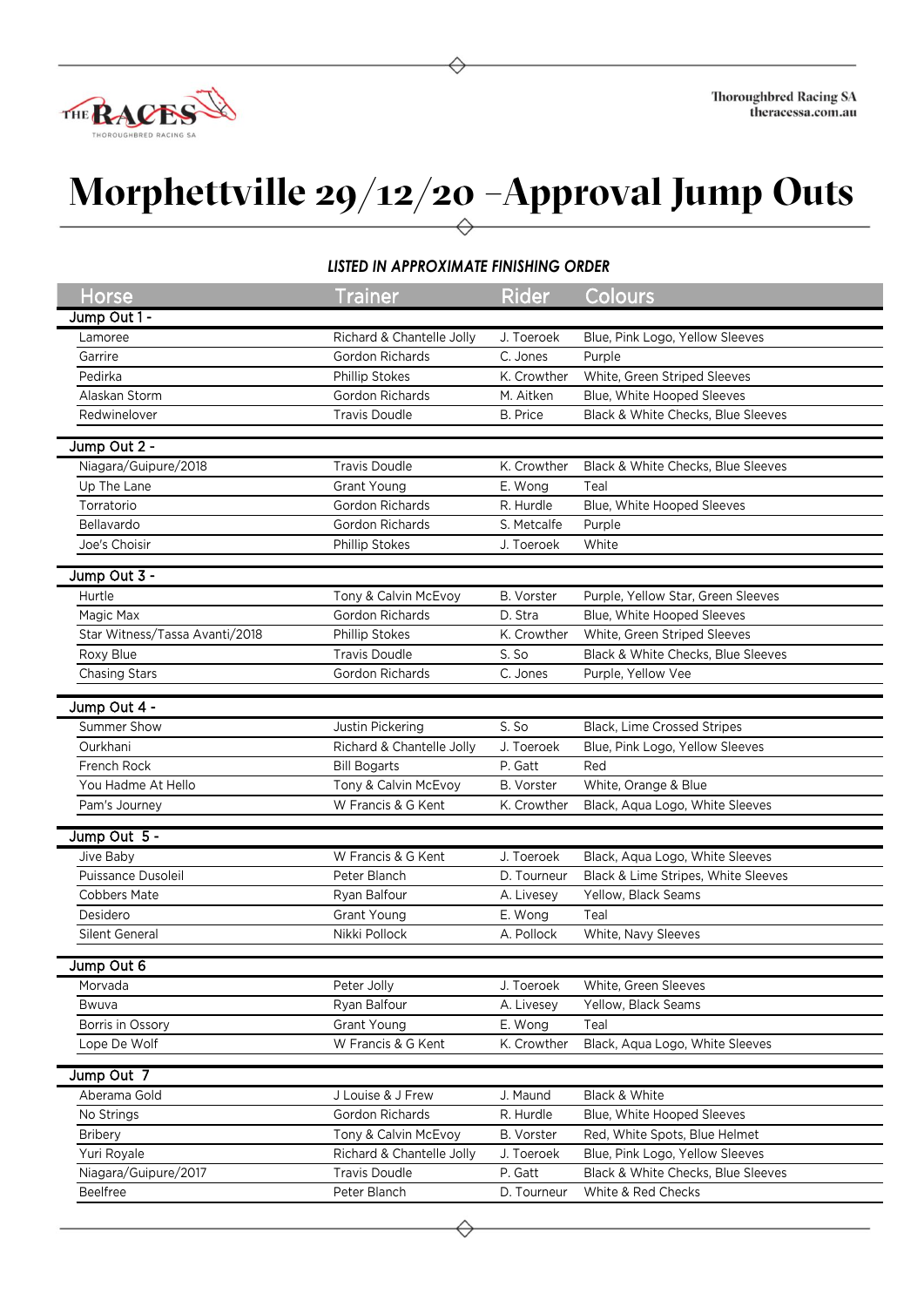# Morphettville 29/12/20 –Approval Jump Outs

***LISTED IN APPROXIMATE FINISHING ORDER***

| Horse | Trainer | Rider | Colours |
|---|---|---|---|
| **Jump Out 1 -** | | | |
| Lamoree | Richard & Chantelle Jolly | J. Toeroek | Blue, Pink Logo, Yellow Sleeves |
| Garrire | Gordon Richards | C. Jones | Purple |
| Pedirka | Phillip Stokes | K. Crowther | White, Green Striped Sleeves |
| Alaskan Storm | Gordon Richards | M. Aitken | Blue, White Hooped Sleeves |
| Redwinelover | Travis Doudle | B. Price | Black & White Checks, Blue Sleeves |
| **Jump Out 2 -** | | | |
| Niagara/Guipure/2018 | Travis Doudle | K. Crowther | Black & White Checks, Blue Sleeves |
| Up The Lane | Grant Young | E. Wong | Teal |
| Torratorio | Gordon Richards | R. Hurdle | Blue, White Hooped Sleeves |
| Bellavardo | Gordon Richards | S. Metcalfe | Purple |
| Joe's Choisir | Phillip Stokes | J. Toeroek | White |
| **Jump Out 3 -** | | | |
| Hurtle | Tony & Calvin McEvoy | B. Vorster | Purple, Yellow Star, Green Sleeves |
| Magic Max | Gordon Richards | D. Stra | Blue, White Hooped Sleeves |
| Star Witness/Tassa Avanti/2018 | Phillip Stokes | K. Crowther | White, Green Striped Sleeves |
| Roxy Blue | Travis Doudle | S. So | Black & White Checks, Blue Sleeves |
| Chasing Stars | Gordon Richards | C. Jones | Purple, Yellow Vee |
| **Jump Out 4 -** | | | |
| Summer Show | Justin Pickering | S. So | Black, Lime Crossed Stripes |
| Ourkhani | Richard & Chantelle Jolly | J. Toeroek | Blue, Pink Logo, Yellow Sleeves |
| French Rock | Bill Bogarts | P. Gatt | Red |
| You Hadme At Hello | Tony & Calvin McEvoy | B. Vorster | White, Orange & Blue |
| Pam's Journey | W Francis & G Kent | K. Crowther | Black, Aqua Logo, White Sleeves |
| **Jump Out 5 -** | | | |
| Jive Baby | W Francis & G Kent | J. Toeroek | Black, Aqua Logo, White Sleeves |
| Puissance Dusoleil | Peter Blanch | D. Tourneur | Black & Lime Stripes, White Sleeves |
| Cobbers Mate | Ryan Balfour | A. Livesey | Yellow, Black Seams |
| Desidero | Grant Young | E. Wong | Teal |
| Silent General | Nikki Pollock | A. Pollock | White, Navy Sleeves |
| **Jump Out 6** | | | |
| Morvada | Peter Jolly | J. Toeroek | White, Green Sleeves |
| Bwuva | Ryan Balfour | A. Livesey | Yellow, Black Seams |
| Borris in Ossory | Grant Young | E. Wong | Teal |
| Lope De Wolf | W Francis & G Kent | K. Crowther | Black, Aqua Logo, White Sleeves |
| **Jump Out 7** | | | |
| Aberama Gold | J Louise & J Frew | J. Maund | Black & White |
| No Strings | Gordon Richards | R. Hurdle | Blue, White Hooped Sleeves |
| Bribery | Tony & Calvin McEvoy | B. Vorster | Red, White Spots, Blue Helmet |
| Yuri Royale | Richard & Chantelle Jolly | J. Toeroek | Blue, Pink Logo, Yellow Sleeves |
| Niagara/Guipure/2017 | Travis Doudle | P. Gatt | Black & White Checks, Blue Sleeves |
| Beelfree | Peter Blanch | D. Tourneur | White & Red Checks |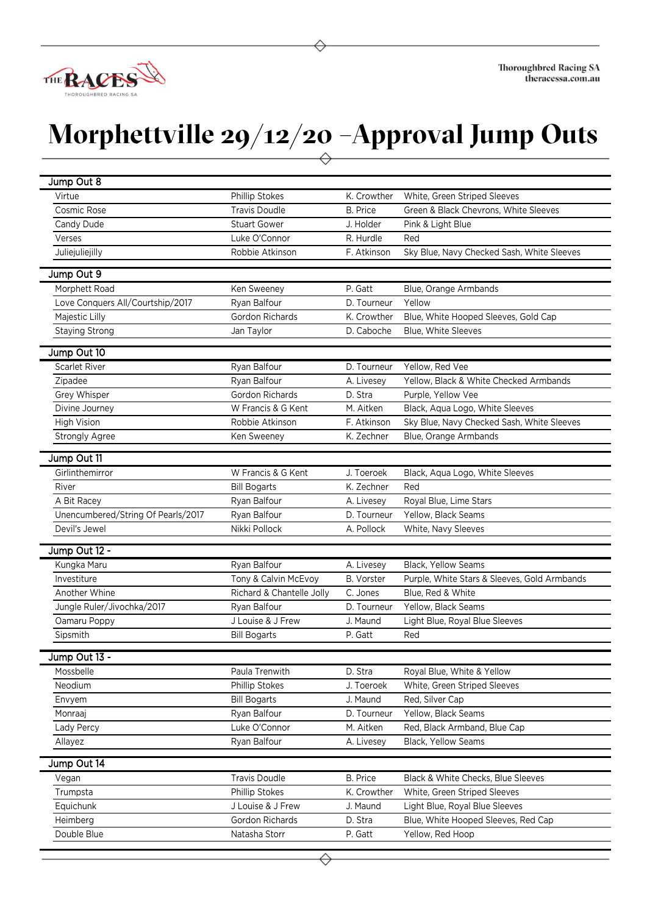# Morphettville 29/12/20 –Approval Jump Outs

| Jump Out 8 | | | |
|---|---|---|---|
| Virtue | Phillip Stokes | K. Crowther | White, Green Striped Sleeves |
| Cosmic Rose | Travis Doudle | B. Price | Green & Black Chevrons, White Sleeves |
| Candy Dude | Stuart Gower | J. Holder | Pink & Light Blue |
| Verses | Luke O'Connor | R. Hurdle | Red |
| Juliejuliejilly | Robbie Atkinson | F. Atkinson | Sky Blue, Navy Checked Sash, White Sleeves |

| Jump Out 9 | | | |
|---|---|---|---|
| Morphett Road | Ken Sweeney | P. Gatt | Blue, Orange Armbands |
| Love Conquers All/Courtship/2017 | Ryan Balfour | D. Tourneur | Yellow |
| Majestic Lilly | Gordon Richards | K. Crowther | Blue, White Hooped Sleeves, Gold Cap |
| Staying Strong | Jan Taylor | D. Caboche | Blue, White Sleeves |

| Jump Out 10 | | | |
|---|---|---|---|
| Scarlet River | Ryan Balfour | D. Tourneur | Yellow, Red Vee |
| Zipadee | Ryan Balfour | A. Livesey | Yellow, Black & White Checked Armbands |
| Grey Whisper | Gordon Richards | D. Stra | Purple, Yellow Vee |
| Divine Journey | W Francis & G Kent | M. Aitken | Black, Aqua Logo, White Sleeves |
| High Vision | Robbie Atkinson | F. Atkinson | Sky Blue, Navy Checked Sash, White Sleeves |
| Strongly Agree | Ken Sweeney | K. Zechner | Blue, Orange Armbands |

| Jump Out 11 | | | |
|---|---|---|---|
| Girlinthemirror | W Francis & G Kent | J. Toeroek | Black, Aqua Logo, White Sleeves |
| River | Bill Bogarts | K. Zechner | Red |
| A Bit Racey | Ryan Balfour | A. Livesey | Royal Blue, Lime Stars |
| Unencumbered/String Of Pearls/2017 | Ryan Balfour | D. Tourneur | Yellow, Black Seams |
| Devil's Jewel | Nikki Pollock | A. Pollock | White, Navy Sleeves |

| Jump Out 12 - | | | |
|---|---|---|---|
| Kungka Maru | Ryan Balfour | A. Livesey | Black, Yellow Seams |
| Investiture | Tony & Calvin McEvoy | B. Vorster | Purple, White Stars & Sleeves, Gold Armbands |
| Another Whine | Richard & Chantelle Jolly | C. Jones | Blue, Red & White |
| Jungle Ruler/Jivochka/2017 | Ryan Balfour | D. Tourneur | Yellow, Black Seams |
| Oamaru Poppy | J Louise & J Frew | J. Maund | Light Blue, Royal Blue Sleeves |
| Sipsmith | Bill Bogarts | P. Gatt | Red |

| Jump Out 13 - | | | |
|---|---|---|---|
| Mossbelle | Paula Trenwith | D. Stra | Royal Blue, White & Yellow |
| Neodium | Phillip Stokes | J. Toeroek | White, Green Striped Sleeves |
| Envyem | Bill Bogarts | J. Maund | Red, Silver Cap |
| Monraaj | Ryan Balfour | D. Tourneur | Yellow, Black Seams |
| Lady Percy | Luke O'Connor | M. Aitken | Red, Black Armband, Blue Cap |
| Allayez | Ryan Balfour | A. Livesey | Black, Yellow Seams |

| Jump Out 14 | | | |
|---|---|---|---|
| Vegan | Travis Doudle | B. Price | Black & White Checks, Blue Sleeves |
| Trumpsta | Phillip Stokes | K. Crowther | White, Green Striped Sleeves |
| Equichunk | J Louise & J Frew | J. Maund | Light Blue, Royal Blue Sleeves |
| Heimberg | Gordon Richards | D. Stra | Blue, White Hooped Sleeves, Red Cap |
| Double Blue | Natasha Storr | P. Gatt | Yellow, Red Hoop |